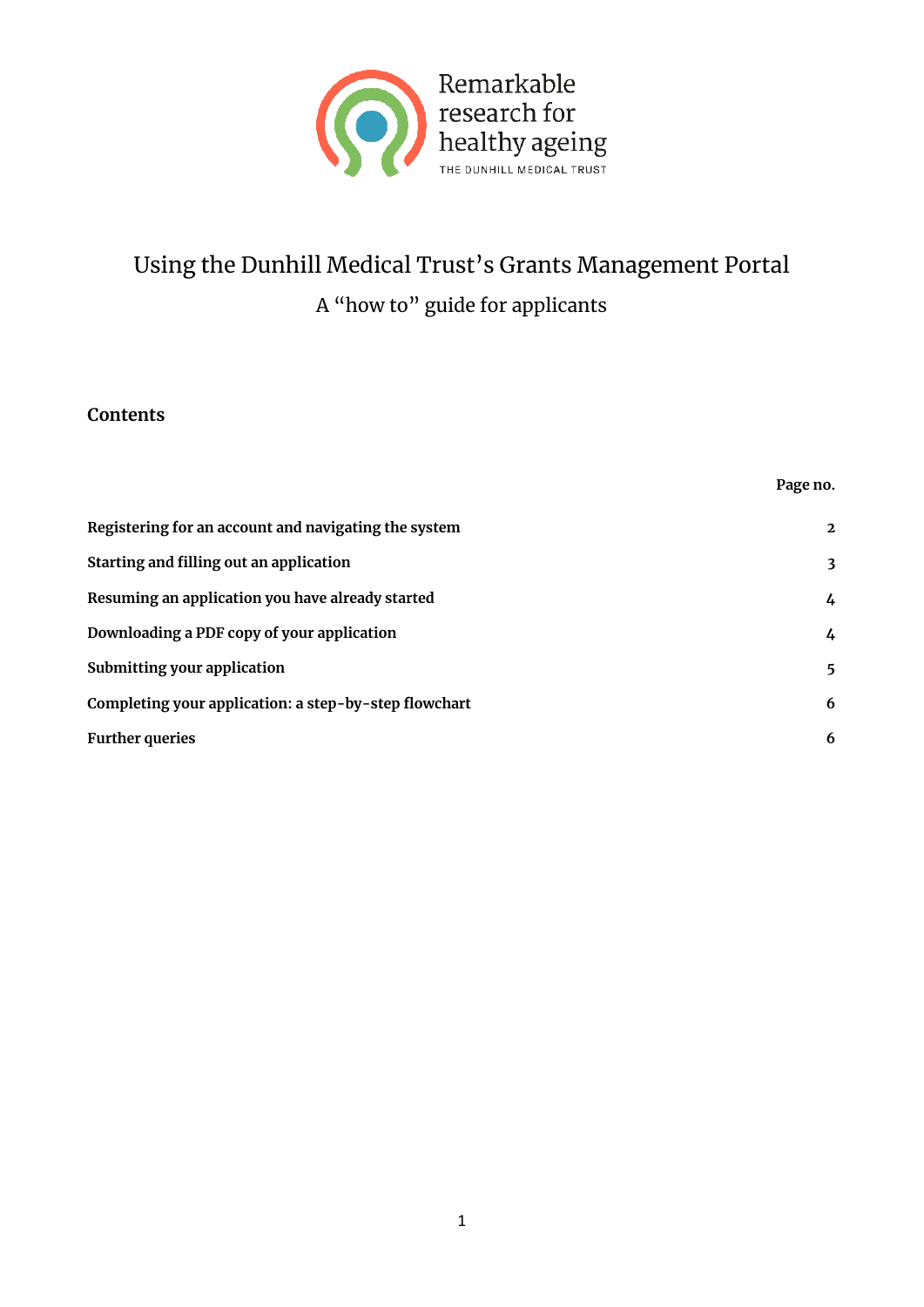Remarkable research for healthy ageing

THE DUNHILL MEDICAL TRUST

# Using the Dunhill Medical Trust's Grants Management Portal

## A "how to" guide for applicants

### Contents

| | Page no. |
|---|---|
| **Registering for an account and navigating the system** | **2** |
| **Starting and filling out an application** | **3** |
| **Resuming an application you have already started** | **4** |
| **Downloading a PDF copy of your application** | **4** |
| **Submitting your application** | **5** |
| **Completing your application: a step-by-step flowchart** | **6** |
| **Further queries** | **6** |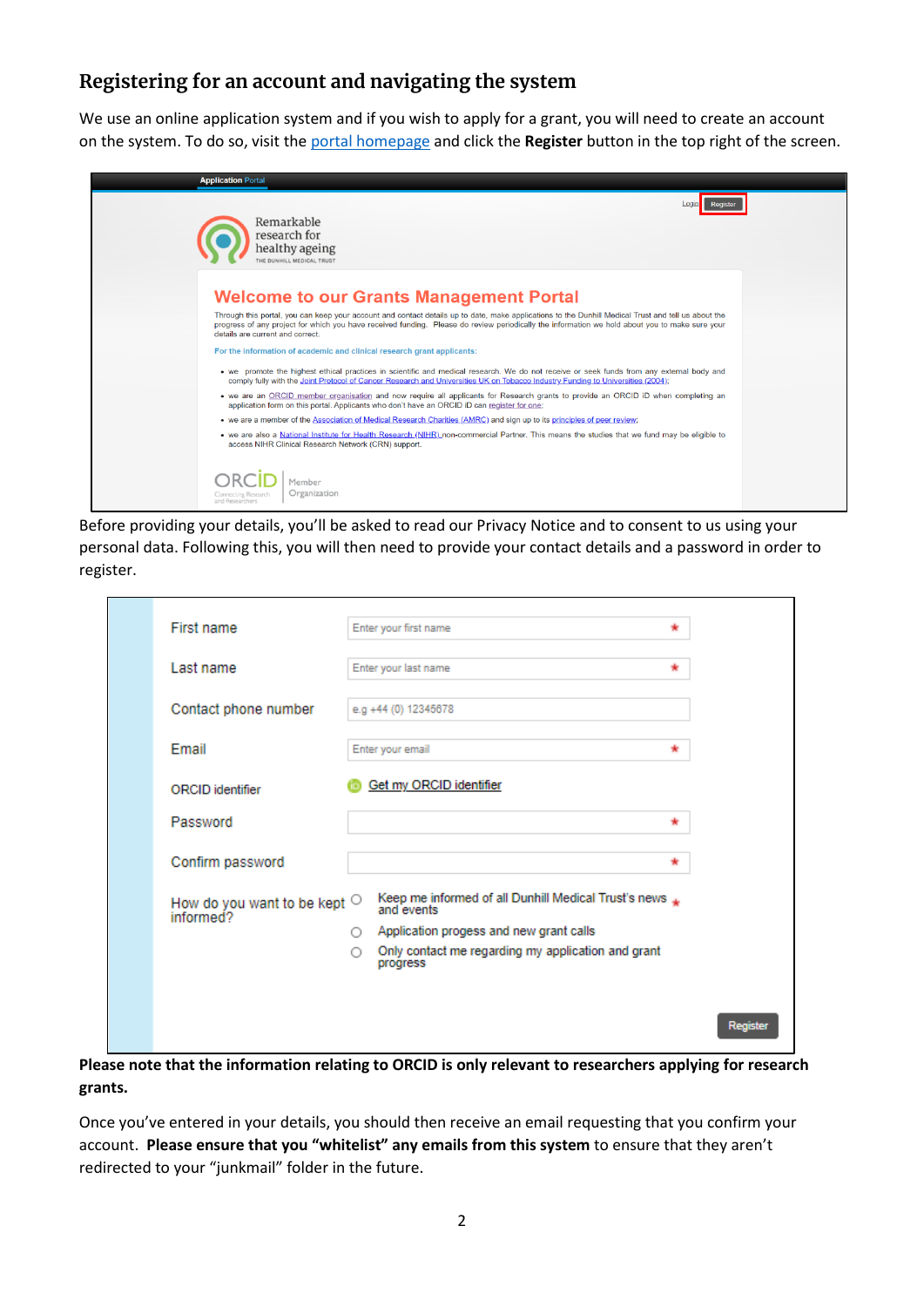## Registering for an account and navigating the system

We use an online application system and if you wish to apply for a grant, you will need to create an account on the system. To do so, visit the portal homepage and click the **Register** button in the top right of the screen.

Before providing your details, you'll be asked to read our Privacy Notice and to consent to us using your personal data. Following this, you will then need to provide your contact details and a password in order to register.

**Please note that the information relating to ORCID is only relevant to researchers applying for research grants.**

Once you've entered in your details, you should then receive an email requesting that you confirm your account. **Please ensure that you "whitelist" any emails from this system** to ensure that they aren't redirected to your "junkmail" folder in the future.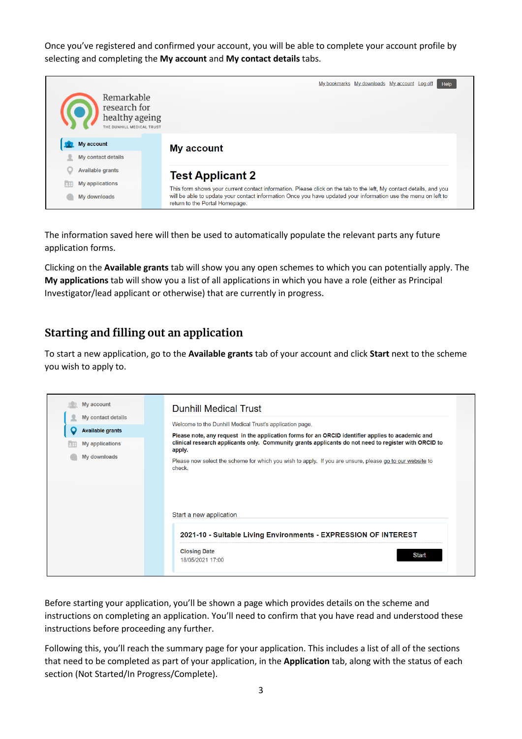Once you've registered and confirmed your account, you will be able to complete your account profile by selecting and completing the **My account** and **My contact details** tabs.

The information saved here will then be used to automatically populate the relevant parts any future application forms.

Clicking on the **Available grants** tab will show you any open schemes to which you can potentially apply. The **My applications** tab will show you a list of all applications in which you have a role (either as Principal Investigator/lead applicant or otherwise) that are currently in progress.

## Starting and filling out an application

To start a new application, go to the **Available grants** tab of your account and click **Start** next to the scheme you wish to apply to.

Before starting your application, you'll be shown a page which provides details on the scheme and instructions on completing an application. You'll need to confirm that you have read and understood these instructions before proceeding any further.

Following this, you'll reach the summary page for your application. This includes a list of all of the sections that need to be completed as part of your application, in the **Application** tab, along with the status of each section (Not Started/In Progress/Complete).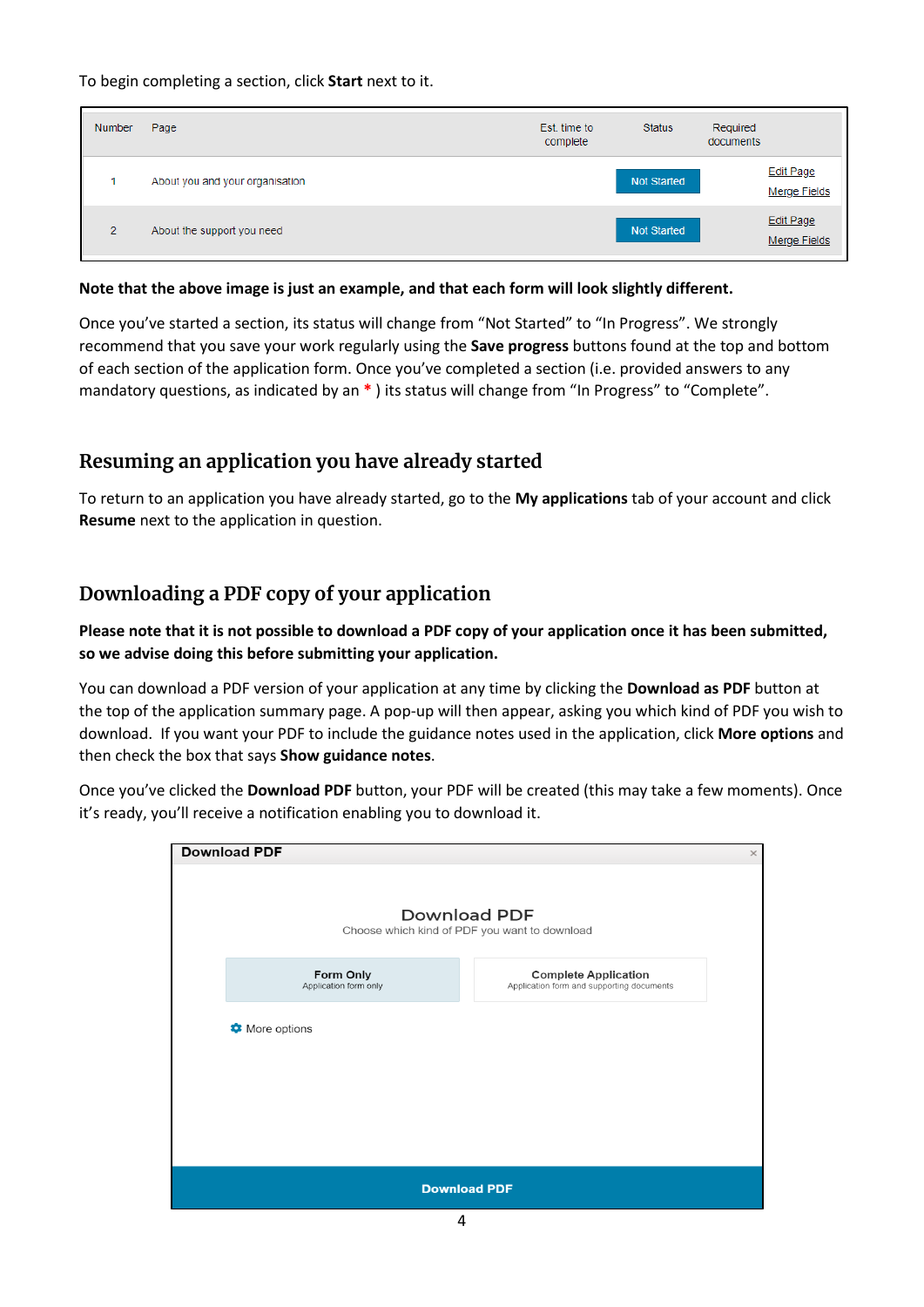To begin completing a section, click **Start** next to it.

| Number | Page | Est. time to complete | Status | Required documents |
|---|---|---|---|---|
| 1 | About you and your organisation | | Not Started | Edit Page Merge Fields |
| 2 | About the support you need | | Not Started | Edit Page Merge Fields |

**Note that the above image is just an example, and that each form will look slightly different.**

Once you've started a section, its status will change from "Not Started" to "In Progress". We strongly recommend that you save your work regularly using the **Save progress** buttons found at the top and bottom of each section of the application form. Once you've completed a section (i.e. provided answers to any mandatory questions, as indicated by an * ) its status will change from "In Progress" to "Complete".

## Resuming an application you have already started

To return to an application you have already started, go to the **My applications** tab of your account and click **Resume** next to the application in question.

## Downloading a PDF copy of your application

**Please note that it is not possible to download a PDF copy of your application once it has been submitted, so we advise doing this before submitting your application.**

You can download a PDF version of your application at any time by clicking the **Download as PDF** button at the top of the application summary page. A pop-up will then appear, asking you which kind of PDF you wish to download. If you want your PDF to include the guidance notes used in the application, click **More options** and then check the box that says **Show guidance notes**.

Once you've clicked the **Download PDF** button, your PDF will be created (this may take a few moments). Once it's ready, you'll receive a notification enabling you to download it.

**Download PDF**

Download PDF

Choose which kind of PDF you want to download

| Form Only | Complete Application |
|---|---|
| Application form only | Application form and supporting documents |

More options

Download PDF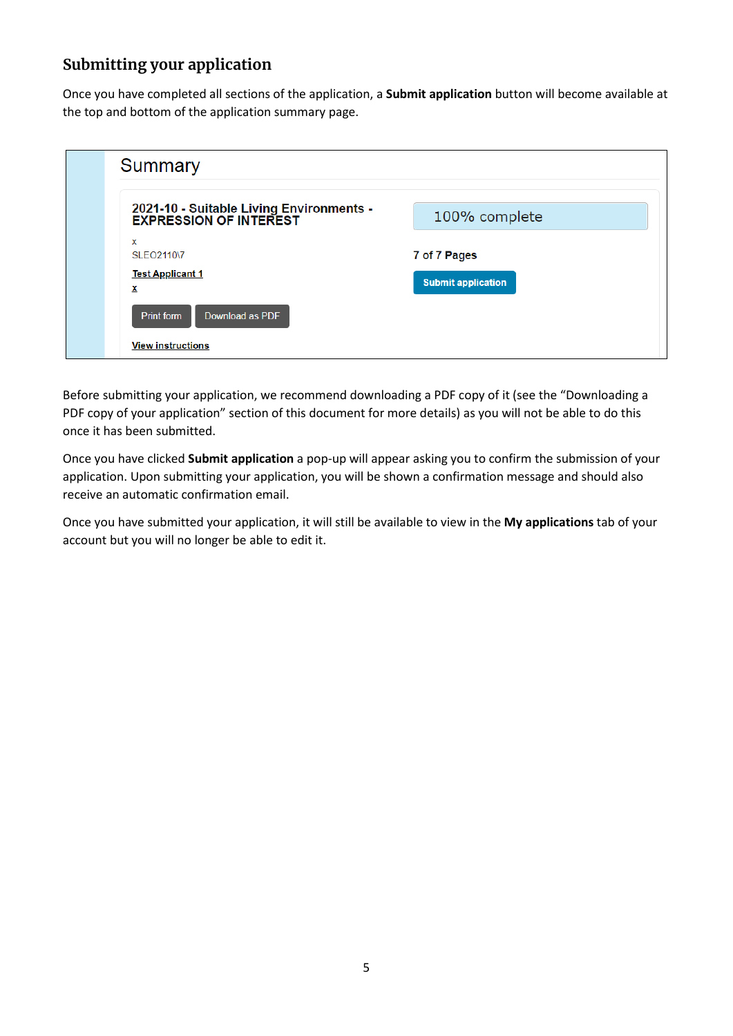## Submitting your application

Once you have completed all sections of the application, a **Submit application** button will become available at the top and bottom of the application summary page.

Summary

**2021-10 - Suitable Living Environments - EXPRESSION OF INTEREST**

x

SLEO2110\7

Test Applicant 1

x

Print form | Download as PDF

View instructions

100% complete

7 of 7 Pages

Submit application

Before submitting your application, we recommend downloading a PDF copy of it (see the "Downloading a PDF copy of your application" section of this document for more details) as you will not be able to do this once it has been submitted.

Once you have clicked **Submit application** a pop-up will appear asking you to confirm the submission of your application. Upon submitting your application, you will be shown a confirmation message and should also receive an automatic confirmation email.

Once you have submitted your application, it will still be available to view in the **My applications** tab of your account but you will no longer be able to edit it.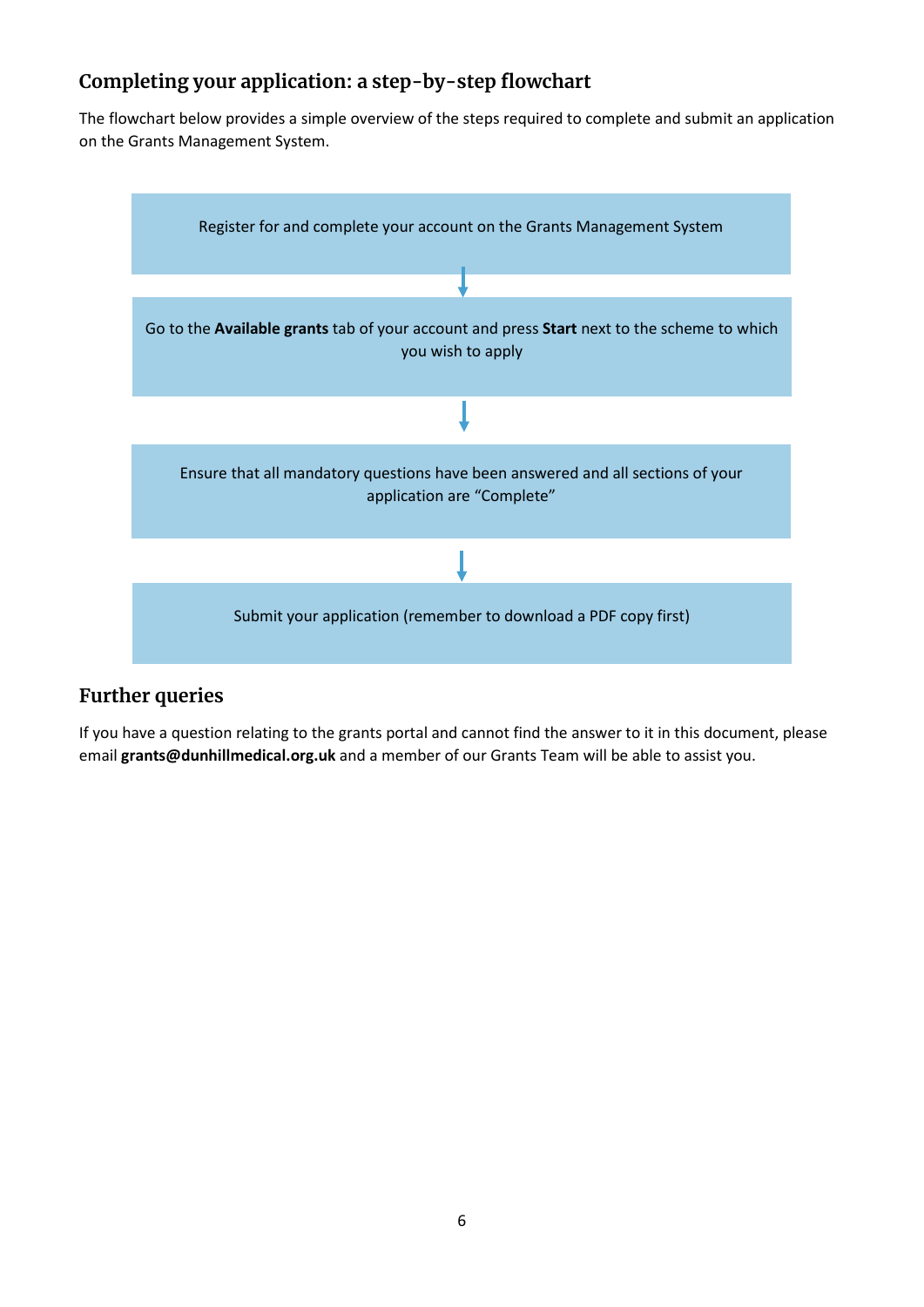## Completing your application: a step-by-step flowchart

The flowchart below provides a simple overview of the steps required to complete and submit an application on the Grants Management System.

Register for and complete your account on the Grants Management System

↓

Go to the **Available grants** tab of your account and press **Start** next to the scheme to which you wish to apply

↓

Ensure that all mandatory questions have been answered and all sections of your application are "Complete"

↓

Submit your application (remember to download a PDF copy first)

## Further queries

If you have a question relating to the grants portal and cannot find the answer to it in this document, please email **grants@dunhillmedical.org.uk** and a member of our Grants Team will be able to assist you.